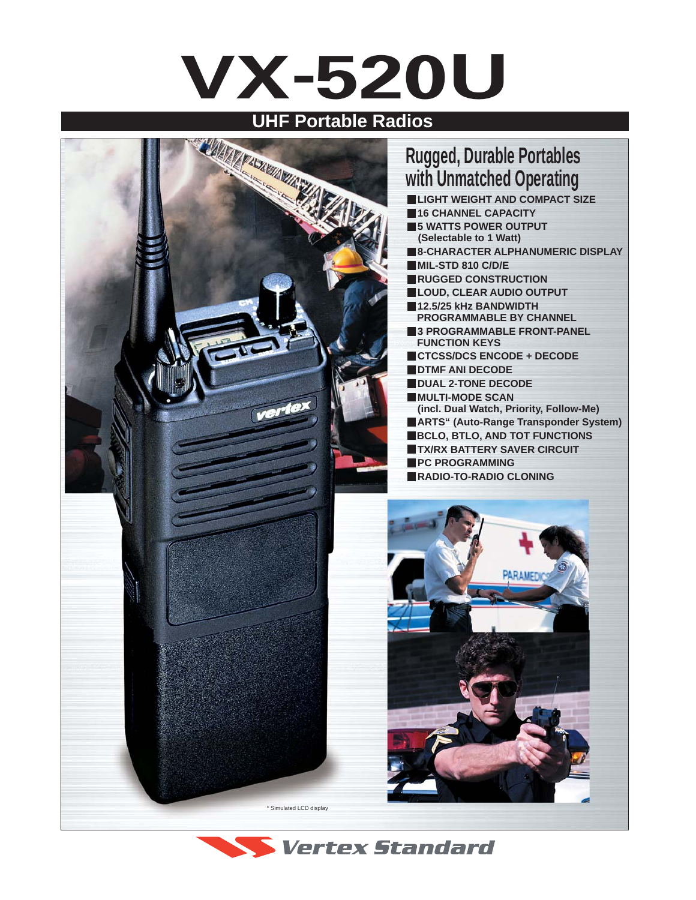# VX-520U

## UHF Portable Radios

## Rugged, Durable Portables with Unmatched Operating

- LIGHT WEIGHT AND COMPACT SIZE
- 16 CHANNEL CAPACITY
- 5 WATTS POWER OUTPUT (Selectable to 1 Watt)
- 8-CHARACTER ALPHANUMERIC DISPLAY
- MIL-STD 810 C/D/E
- RUGGED CONSTRUCTION
- LOUD, CLEAR AUDIO OUTPUT
- 12.5/25 kHz BANDWIDTH PROGRAMMABLE BY CHANNEL
- 3 PROGRAMMABLE FRONT-PANEL FUNCTION KEYS
- CTCSS/DCS ENCODE + DECODE
- DTMF ANI DECODE
- DUAL 2-TONE DECODE
- MULTI-MODE SCAN (incl. Dual Watch, Priority, Follow-Me)
- ARTS" (Auto-Range Transponder System)
- BCLO, BTLO, AND TOT FUNCTIONS
- TX/RX BATTERY SAVER CIRCUIT
- PC PROGRAMMING
- RADIO-TO-RADIO CLONING

* Simulated LCD display

Vertex Standard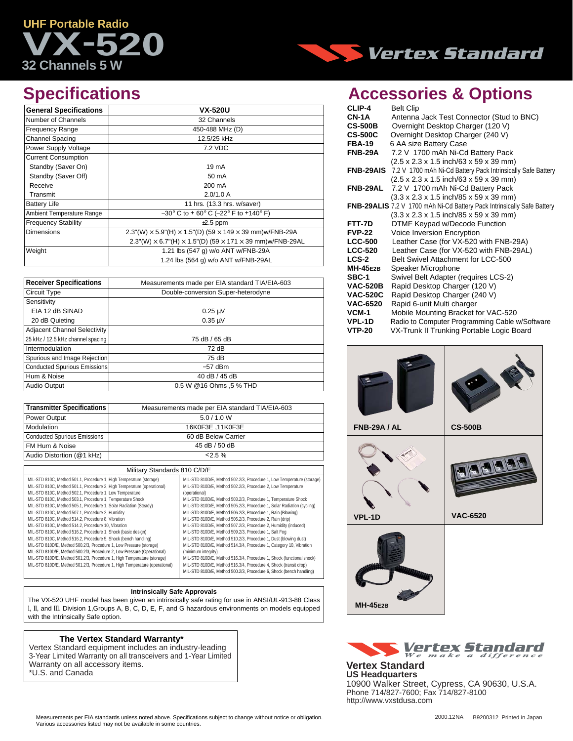UHF Portable Radio

# VX-520

32 Channels 5 W

Vertex Standard

## Specifications

| General Specifications | VX-520U |
|---|---|
| Number of Channels | 32 Channels |
| Frequency Range | 450-488 MHz (D) |
| Channel Spacing | 12.5/25 kHz |
| Power Supply Voltage | 7.2 VDC |
| Current Consumption | |
| Standby (Saver On) | 19 mA |
| Standby (Saver Off) | 50 mA |
| Receive | 200 mA |
| Transmit | 2.0/1.0 A |
| Battery Life | 11 hrs. (13.3 hrs. w/saver) |
| Ambient Temperature Range | –30° C to + 60° C (–22° F to +140° F) |
| Frequency Stability | ±2.5 ppm |
| Dimensions | 2.3"(W) × 5.9"(H) × 1.5"(D) (59 × 149 × 39 mm)w/FNB-29A<br>2.3"(W) × 6.7"(H) × 1.5"(D) (59 × 171 × 39 mm)w/FNB-29AL |
| Weight | 1.21 lbs (547 g) w/o ANT w/FNB-29A<br>1.24 lbs (564 g) w/o ANT w/FNB-29AL |

| Receiver Specifications | Measurements made per EIA standard TIA/EIA-603 |
|---|---|
| Circuit Type | Double-conversion Super-heterodyne |
| Sensitivity | |
| EIA 12 dB SINAD | 0.25 µV |
| 20 dB Quieting | 0.35 µV |
| Adjacent Channel Selectivity | |
| 25 kHz / 12.5 kHz channel spacing | 75 dB / 65 dB |
| Intermodulation | 72 dB |
| Spurious and Image Rejection | 75 dB |
| Conducted Spurious Emissions | –57 dBm |
| Hum & Noise | 40 dB / 45 dB |
| Audio Output | 0.5 W @16 Ohms ,5 % THD |

| Transmitter Specifications | Measurements made per EIA standard TIA/EIA-603 |
|---|---|
| Power Output | 5.0 / 1.0 W |
| Modulation | 16K0F3E ,11K0F3E |
| Conducted Spurious Emissions | 60 dB Below Carrier |
| FM Hum & Noise | 45 dB / 50 dB |
| Audio Distortion (@1 kHz) | <2.5 % |

### Military Standards 810 C/D/E

- MIL-STD 810C, Method 501.1, Procedure 1, High Temperature (storage)
- MIL-STD 810C, Method 501.1, Procedure 2, High Temperature (operational)
- MIL-STD 810C, Method 502.1, Procedure 1, Low Temperature
- MIL-STD 810C, Method 503.1, Procedure 1, Temperature Shock
- MIL-STD 810C, Method 505.1, Procedure 1, Solar Radiation (Steady)
- MIL-STD 810C, Method 507.1, Procedure 2, Humidity
- MIL-STD 810C, Method 514.2, Procedure 8, Vibration
- MIL-STD 810C, Method 514.2, Procedure 10, Vibration
- MIL-STD 810C, Method 516.2, Procedure 1, Shock (basic design)
- MIL-STD 810C, Method 516.2, Procedure 5, Shock (bench handling)
- MIL-STD 810D/E, Method 500.2/3, Procedure 1, Low Pressure (storage)
- MIL-STD 810D/E, Method 500.2/3, Procedure 2, Low Pressure (Operational)
- MIL-STD 810D/E, Method 501.2/3, Procedure 1, High Temperature (storage)
- MIL-STD 810D/E, Method 501.2/3, Procedure 1, High Temperature (operational)
- MIL-STD 810D/E, Method 502.2/3, Procedure 1, Low Temperature (storage)
- MIL-STD 810D/E, Method 502.2/3, Procedure 2, Low Temperature (operational)
- MIL-STD 810D/E, Method 503.2/3, Procedure 1, Temperature Shock
- MIL-STD 810D/E, Method 505.2/3, Procedure 1, Solar Radiation (cycling)
- MIL-STD 810D/E, Method 506.2/3, Procedure 1, Rain (Blowing)
- MIL-STD 810D/E, Method 506.2/3, Procedure 2, Rain (drip)
- MIL-STD 810D/E, Method 507.2/3, Procedure 2, Humidity (induced)
- MIL-STD 810D/E, Method 509.2/3, Procedure 1, Salt Fog
- MIL-STD 810D/E, Method 510.2/3, Procedure 1, Dust (blowing dust)
- MIL-STD 810D/E, Method 514.3/4, Procedure 1, Category 10, Vibration (minimum integrity)
- MIL-STD 810D/E, Method 516.3/4, Procedure 1, Shock (functional shock)
- MIL-STD 810D/E, Method 516.3/4, Procedure 4, Shock (transit drop)
- MIL-STD 810D/E, Method 500.2/3, Procedure 6, Shock (bench handling)

### Intrinsically Safe Approvals

The VX-520 UHF model has been given an intrinsically safe rating for use in ANSI/UL-913-88 Class I, II, and III. Division 1,Groups A, B, C, D, E, F, and G hazardous environments on models equipped with the Intrinsically Safe option.

### The Vertex Standard Warranty*

Vertex Standard equipment includes an industry-leading 3-Year Limited Warranty on all transceivers and 1-Year Limited Warranty on all accessory items.
*U.S. and Canada

## Accessories & Options

| | |
|---|---|
| **CLIP-4** | Belt Clip |
| **CN-1A** | Antenna Jack Test Connector (Stud to BNC) |
| **CS-500B** | Overnight Desktop Charger (120 V) |
| **CS-500C** | Overnight Desktop Charger (240 V) |
| **FBA-19** | 6 AA size Battery Case |
| **FNB-29A** | 7.2 V 1700 mAh Ni-Cd Battery Pack (2.5 x 2.3 x 1.5 inch/63 x 59 x 39 mm) |
| **FNB-29AIS** | 7.2 V 1700 mAh Ni-Cd Battery Pack Intrinsically Safe Battery (2.5 x 2.3 x 1.5 inch/63 x 59 x 39 mm) |
| **FNB-29AL** | 7.2 V 1700 mAh Ni-Cd Battery Pack (3.3 x 2.3 x 1.5 inch/85 x 59 x 39 mm) |
| **FNB-29ALIS** | 7.2 V 1700 mAh Ni-Cd Battery Pack Intrinsically Safe Battery (3.3 x 2.3 x 1.5 inch/85 x 59 x 39 mm) |
| **FTT-7D** | DTMF Keypad w/Decode Function |
| **FVP-22** | Voice Inversion Encryption |
| **LCC-500** | Leather Case (for VX-520 with FNB-29A) |
| **LCC-520** | Leather Case (for VX-520 with FNB-29AL) |
| **LCS-2** | Belt Swivel Attachment for LCC-500 |
| **MH-45E2B** | Speaker Microphone |
| **SBC-1** | Swivel Belt Adapter (requires LCS-2) |
| **VAC-520B** | Rapid Desktop Charger (120 V) |
| **VAC-520C** | Rapid Desktop Charger (240 V) |
| **VAC-6520** | Rapid 6-unit Multi charger |
| **VCM-1** | Mobile Mounting Bracket for VAC-520 |
| **VPL-1D** | Radio to Computer Programming Cable w/Software |
| **VTP-20** | VX-Trunk II Trunking Portable Logic Board |

**FNB-29A / AL**

**CS-500B**

**VPL-1D**

**VAC-6520**

**MH-45E2B**

Vertex Standard
We make a difference

**Vertex Standard**
**US Headquarters**
10900 Walker Street, Cypress, CA 90630, U.S.A.
Phone 714/827-7600; Fax 714/827-8100
http://www.vxstdusa.com

Measurements per EIA standards unless noted above. Specifications subject to change without notice or obligation.
Various accessories listed may not be available in some countries.

2000.12NA B9200312 Printed in Japan